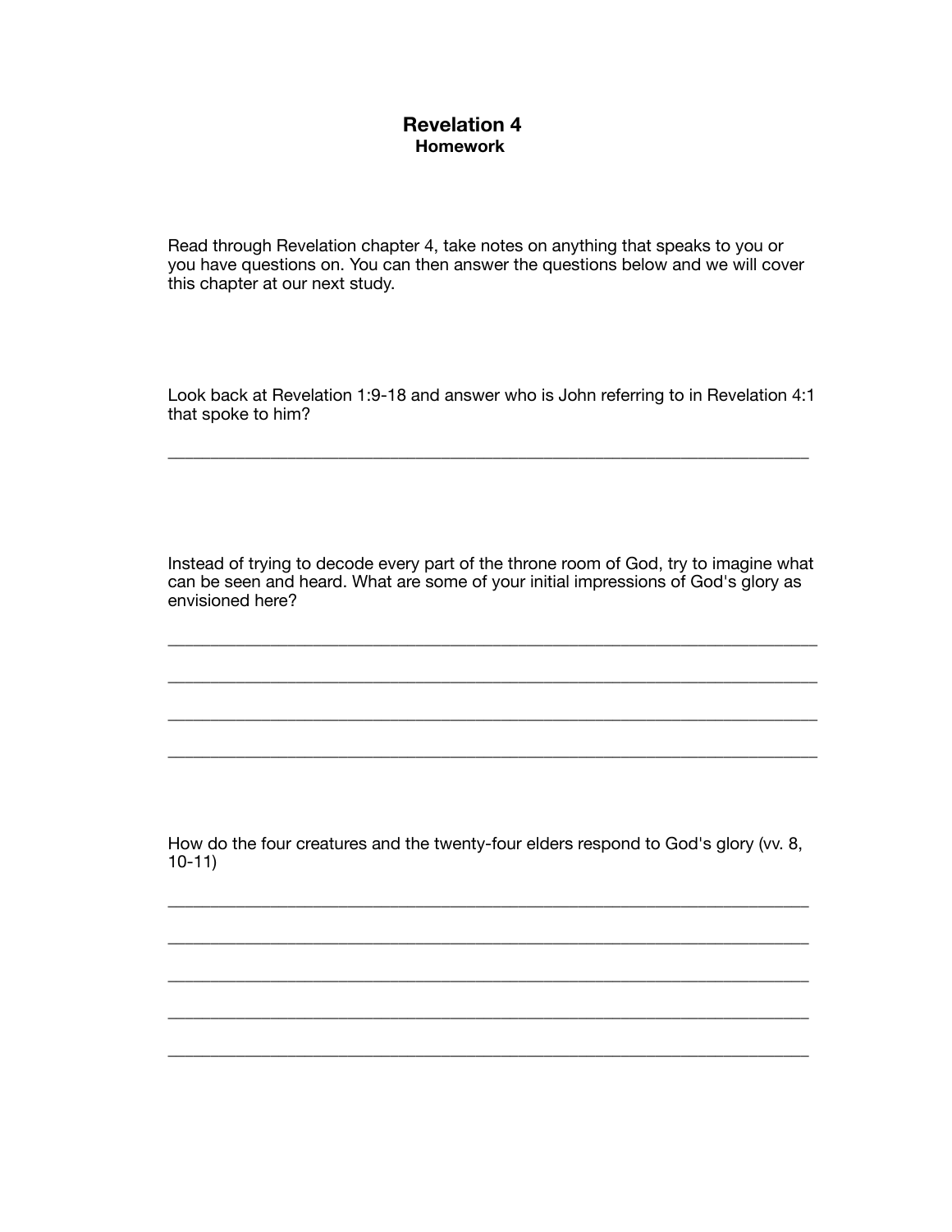# Revelation 4

**Homework**

Read through Revelation chapter 4, take notes on anything that speaks to you or you have questions on. You can then answer the questions below and we will cover this chapter at our next study.

Look back at Revelation 1:9-18 and answer who is John referring to in Revelation 4:1 that spoke to him?

\_\_\_\_\_\_\_\_\_\_\_\_\_\_\_\_\_\_\_\_\_\_\_\_\_\_\_\_\_\_\_\_\_\_\_\_\_\_\_\_\_\_\_\_\_\_\_\_\_\_\_\_\_\_\_\_\_\_\_\_\_\_\_\_\_\_\_\_\_\_

Instead of trying to decode every part of the throne room of God, try to imagine what can be seen and heard. What are some of your initial impressions of God's glory as envisioned here?

\_\_\_\_\_\_\_\_\_\_\_\_\_\_\_\_\_\_\_\_\_\_\_\_\_\_\_\_\_\_\_\_\_\_\_\_\_\_\_\_\_\_\_\_\_\_\_\_\_\_\_\_\_\_\_\_\_\_\_\_\_\_\_\_\_\_\_\_\_\_

\_\_\_\_\_\_\_\_\_\_\_\_\_\_\_\_\_\_\_\_\_\_\_\_\_\_\_\_\_\_\_\_\_\_\_\_\_\_\_\_\_\_\_\_\_\_\_\_\_\_\_\_\_\_\_\_\_\_\_\_\_\_\_\_\_\_\_\_\_\_

\_\_\_\_\_\_\_\_\_\_\_\_\_\_\_\_\_\_\_\_\_\_\_\_\_\_\_\_\_\_\_\_\_\_\_\_\_\_\_\_\_\_\_\_\_\_\_\_\_\_\_\_\_\_\_\_\_\_\_\_\_\_\_\_\_\_\_\_\_\_

\_\_\_\_\_\_\_\_\_\_\_\_\_\_\_\_\_\_\_\_\_\_\_\_\_\_\_\_\_\_\_\_\_\_\_\_\_\_\_\_\_\_\_\_\_\_\_\_\_\_\_\_\_\_\_\_\_\_\_\_\_\_\_\_\_\_\_\_\_\_

How do the four creatures and the twenty-four elders respond to God's glory (vv. 8, 10-11)

\_\_\_\_\_\_\_\_\_\_\_\_\_\_\_\_\_\_\_\_\_\_\_\_\_\_\_\_\_\_\_\_\_\_\_\_\_\_\_\_\_\_\_\_\_\_\_\_\_\_\_\_\_\_\_\_\_\_\_\_\_\_\_\_\_\_\_\_\_\_

\_\_\_\_\_\_\_\_\_\_\_\_\_\_\_\_\_\_\_\_\_\_\_\_\_\_\_\_\_\_\_\_\_\_\_\_\_\_\_\_\_\_\_\_\_\_\_\_\_\_\_\_\_\_\_\_\_\_\_\_\_\_\_\_\_\_\_\_\_\_

\_\_\_\_\_\_\_\_\_\_\_\_\_\_\_\_\_\_\_\_\_\_\_\_\_\_\_\_\_\_\_\_\_\_\_\_\_\_\_\_\_\_\_\_\_\_\_\_\_\_\_\_\_\_\_\_\_\_\_\_\_\_\_\_\_\_\_\_\_\_

\_\_\_\_\_\_\_\_\_\_\_\_\_\_\_\_\_\_\_\_\_\_\_\_\_\_\_\_\_\_\_\_\_\_\_\_\_\_\_\_\_\_\_\_\_\_\_\_\_\_\_\_\_\_\_\_\_\_\_\_\_\_\_\_\_\_\_\_\_\_

\_\_\_\_\_\_\_\_\_\_\_\_\_\_\_\_\_\_\_\_\_\_\_\_\_\_\_\_\_\_\_\_\_\_\_\_\_\_\_\_\_\_\_\_\_\_\_\_\_\_\_\_\_\_\_\_\_\_\_\_\_\_\_\_\_\_\_\_\_\_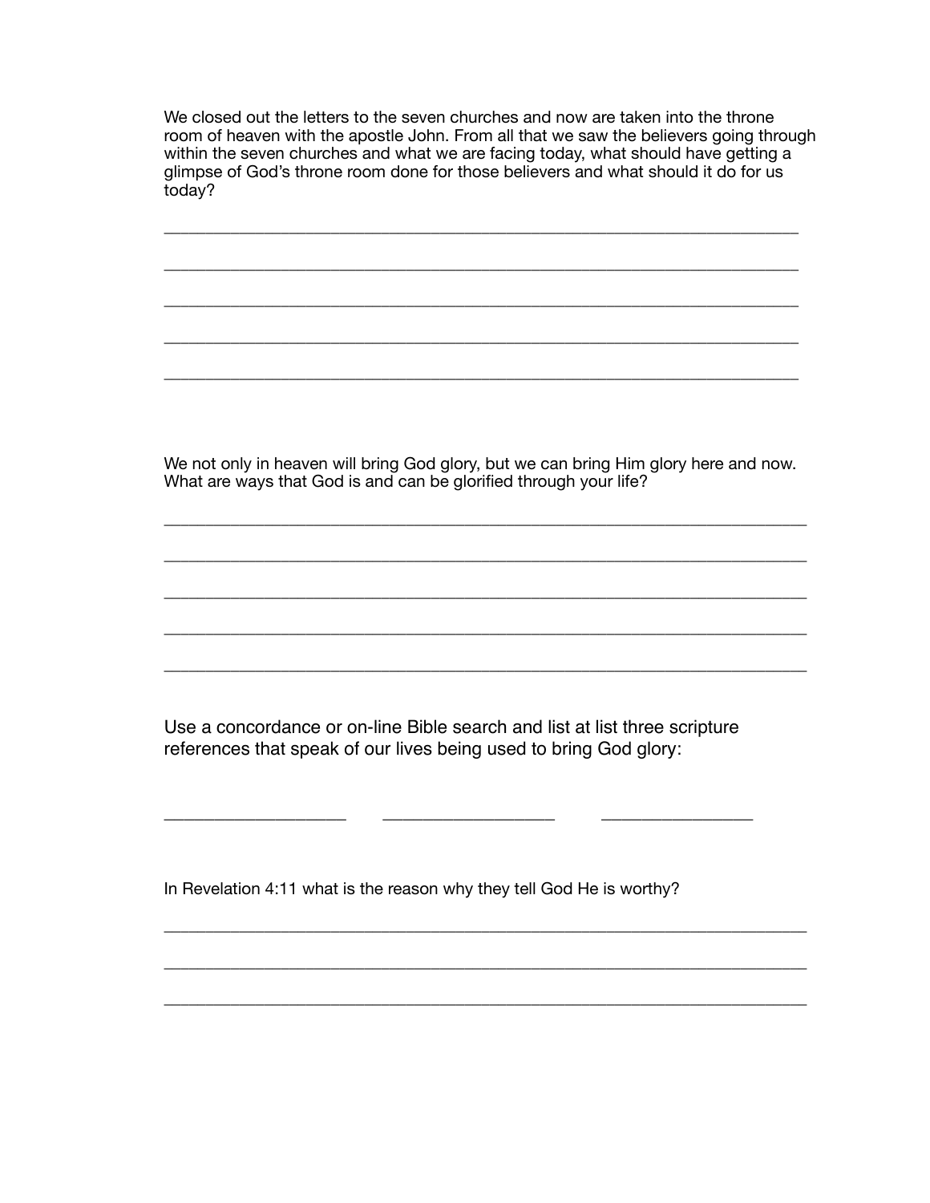We closed out the letters to the seven churches and now are taken into the throne room of heaven with the apostle John. From all that we saw the believers going through within the seven churches and what we are facing today, what should have getting a glimpse of God's throne room done for those believers and what should it do for us today?

______________________________________________________________________

______________________________________________________________________

______________________________________________________________________

______________________________________________________________________

______________________________________________________________________

We not only in heaven will bring God glory, but we can bring Him glory here and now. What are ways that God is and can be glorified through your life?

______________________________________________________________________

______________________________________________________________________

______________________________________________________________________

______________________________________________________________________

______________________________________________________________________

Use a concordance or on-line Bible search and list at list three scripture references that speak of our lives being used to bring God glory:

____________________     ____________________     ____________________

In Revelation 4:11 what is the reason why they tell God He is worthy?

______________________________________________________________________

______________________________________________________________________

______________________________________________________________________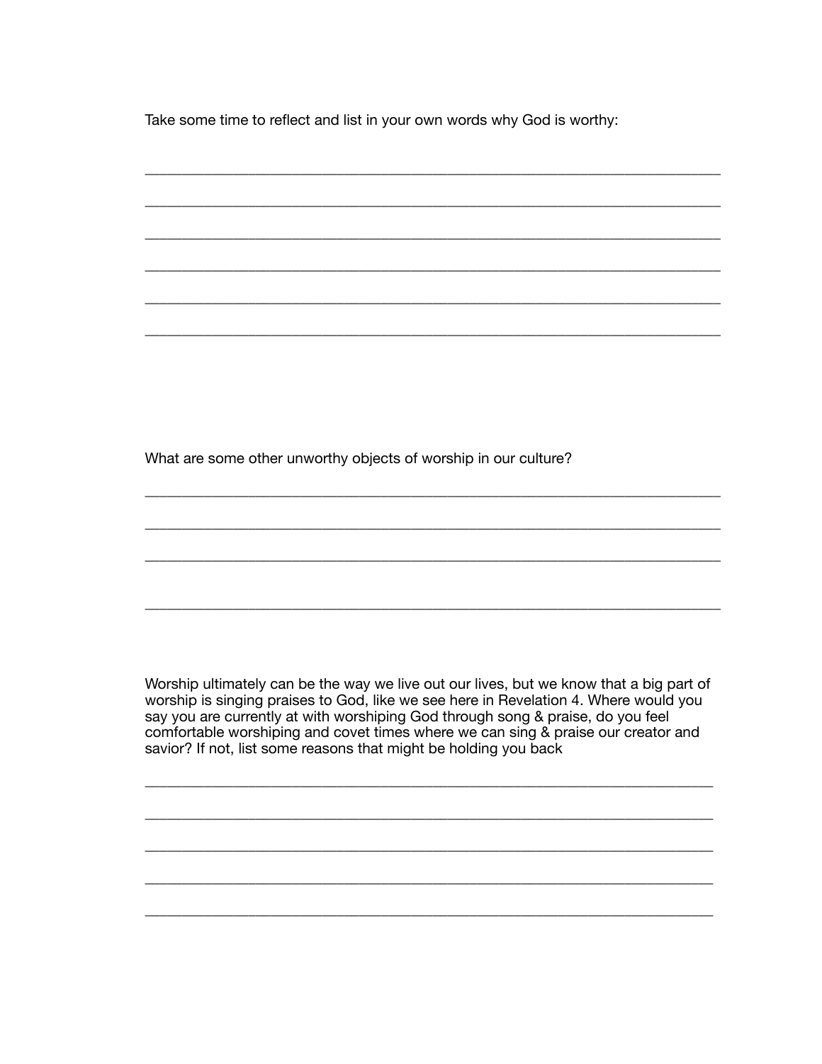Take some time to reflect and list in your own words why God is worthy:

______________________________________________________________________

______________________________________________________________________

______________________________________________________________________

______________________________________________________________________

______________________________________________________________________

______________________________________________________________________

What are some other unworthy objects of worship in our culture?

______________________________________________________________________

______________________________________________________________________

______________________________________________________________________

______________________________________________________________________

Worship ultimately can be the way we live out our lives, but we know that a big part of worship is singing praises to God, like we see here in Revelation 4. Where would you say you are currently at with worshiping God through song & praise, do you feel comfortable worshiping and covet times where we can sing & praise our creator and savior? If not, list some reasons that might be holding you back

______________________________________________________________________

______________________________________________________________________

______________________________________________________________________

______________________________________________________________________

______________________________________________________________________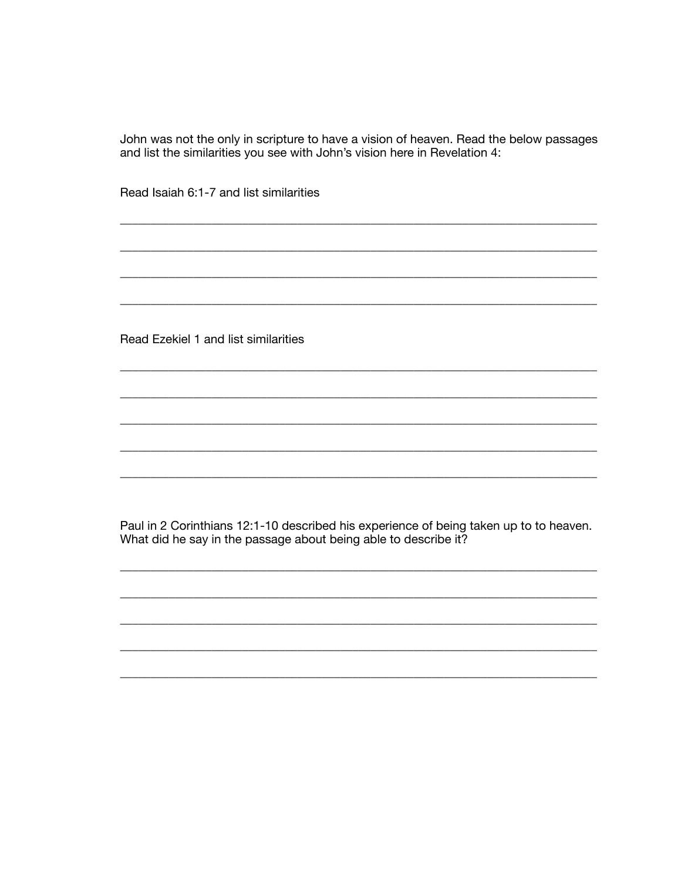John was not the only in scripture to have a vision of heaven. Read the below passages and list the similarities you see with John's vision here in Revelation 4:

Read Isaiah 6:1-7 and list similarities

\_\_\_\_\_\_\_\_\_\_\_\_\_\_\_\_\_\_\_\_\_\_\_\_\_\_\_\_\_\_\_\_\_\_\_\_\_\_\_\_\_\_\_\_\_\_\_\_\_\_\_\_\_\_\_\_\_\_\_\_\_\_\_\_\_\_\_\_\_\_

\_\_\_\_\_\_\_\_\_\_\_\_\_\_\_\_\_\_\_\_\_\_\_\_\_\_\_\_\_\_\_\_\_\_\_\_\_\_\_\_\_\_\_\_\_\_\_\_\_\_\_\_\_\_\_\_\_\_\_\_\_\_\_\_\_\_\_\_\_\_

\_\_\_\_\_\_\_\_\_\_\_\_\_\_\_\_\_\_\_\_\_\_\_\_\_\_\_\_\_\_\_\_\_\_\_\_\_\_\_\_\_\_\_\_\_\_\_\_\_\_\_\_\_\_\_\_\_\_\_\_\_\_\_\_\_\_\_\_\_\_

\_\_\_\_\_\_\_\_\_\_\_\_\_\_\_\_\_\_\_\_\_\_\_\_\_\_\_\_\_\_\_\_\_\_\_\_\_\_\_\_\_\_\_\_\_\_\_\_\_\_\_\_\_\_\_\_\_\_\_\_\_\_\_\_\_\_\_\_\_\_

Read Ezekiel 1 and list similarities

\_\_\_\_\_\_\_\_\_\_\_\_\_\_\_\_\_\_\_\_\_\_\_\_\_\_\_\_\_\_\_\_\_\_\_\_\_\_\_\_\_\_\_\_\_\_\_\_\_\_\_\_\_\_\_\_\_\_\_\_\_\_\_\_\_\_\_\_\_\_

\_\_\_\_\_\_\_\_\_\_\_\_\_\_\_\_\_\_\_\_\_\_\_\_\_\_\_\_\_\_\_\_\_\_\_\_\_\_\_\_\_\_\_\_\_\_\_\_\_\_\_\_\_\_\_\_\_\_\_\_\_\_\_\_\_\_\_\_\_\_

\_\_\_\_\_\_\_\_\_\_\_\_\_\_\_\_\_\_\_\_\_\_\_\_\_\_\_\_\_\_\_\_\_\_\_\_\_\_\_\_\_\_\_\_\_\_\_\_\_\_\_\_\_\_\_\_\_\_\_\_\_\_\_\_\_\_\_\_\_\_

\_\_\_\_\_\_\_\_\_\_\_\_\_\_\_\_\_\_\_\_\_\_\_\_\_\_\_\_\_\_\_\_\_\_\_\_\_\_\_\_\_\_\_\_\_\_\_\_\_\_\_\_\_\_\_\_\_\_\_\_\_\_\_\_\_\_\_\_\_\_

\_\_\_\_\_\_\_\_\_\_\_\_\_\_\_\_\_\_\_\_\_\_\_\_\_\_\_\_\_\_\_\_\_\_\_\_\_\_\_\_\_\_\_\_\_\_\_\_\_\_\_\_\_\_\_\_\_\_\_\_\_\_\_\_\_\_\_\_\_\_

Paul in 2 Corinthians 12:1-10 described his experience of being taken up to to heaven. What did he say in the passage about being able to describe it?

\_\_\_\_\_\_\_\_\_\_\_\_\_\_\_\_\_\_\_\_\_\_\_\_\_\_\_\_\_\_\_\_\_\_\_\_\_\_\_\_\_\_\_\_\_\_\_\_\_\_\_\_\_\_\_\_\_\_\_\_\_\_\_\_\_\_\_\_\_\_

\_\_\_\_\_\_\_\_\_\_\_\_\_\_\_\_\_\_\_\_\_\_\_\_\_\_\_\_\_\_\_\_\_\_\_\_\_\_\_\_\_\_\_\_\_\_\_\_\_\_\_\_\_\_\_\_\_\_\_\_\_\_\_\_\_\_\_\_\_\_

\_\_\_\_\_\_\_\_\_\_\_\_\_\_\_\_\_\_\_\_\_\_\_\_\_\_\_\_\_\_\_\_\_\_\_\_\_\_\_\_\_\_\_\_\_\_\_\_\_\_\_\_\_\_\_\_\_\_\_\_\_\_\_\_\_\_\_\_\_\_

\_\_\_\_\_\_\_\_\_\_\_\_\_\_\_\_\_\_\_\_\_\_\_\_\_\_\_\_\_\_\_\_\_\_\_\_\_\_\_\_\_\_\_\_\_\_\_\_\_\_\_\_\_\_\_\_\_\_\_\_\_\_\_\_\_\_\_\_\_\_

\_\_\_\_\_\_\_\_\_\_\_\_\_\_\_\_\_\_\_\_\_\_\_\_\_\_\_\_\_\_\_\_\_\_\_\_\_\_\_\_\_\_\_\_\_\_\_\_\_\_\_\_\_\_\_\_\_\_\_\_\_\_\_\_\_\_\_\_\_\_